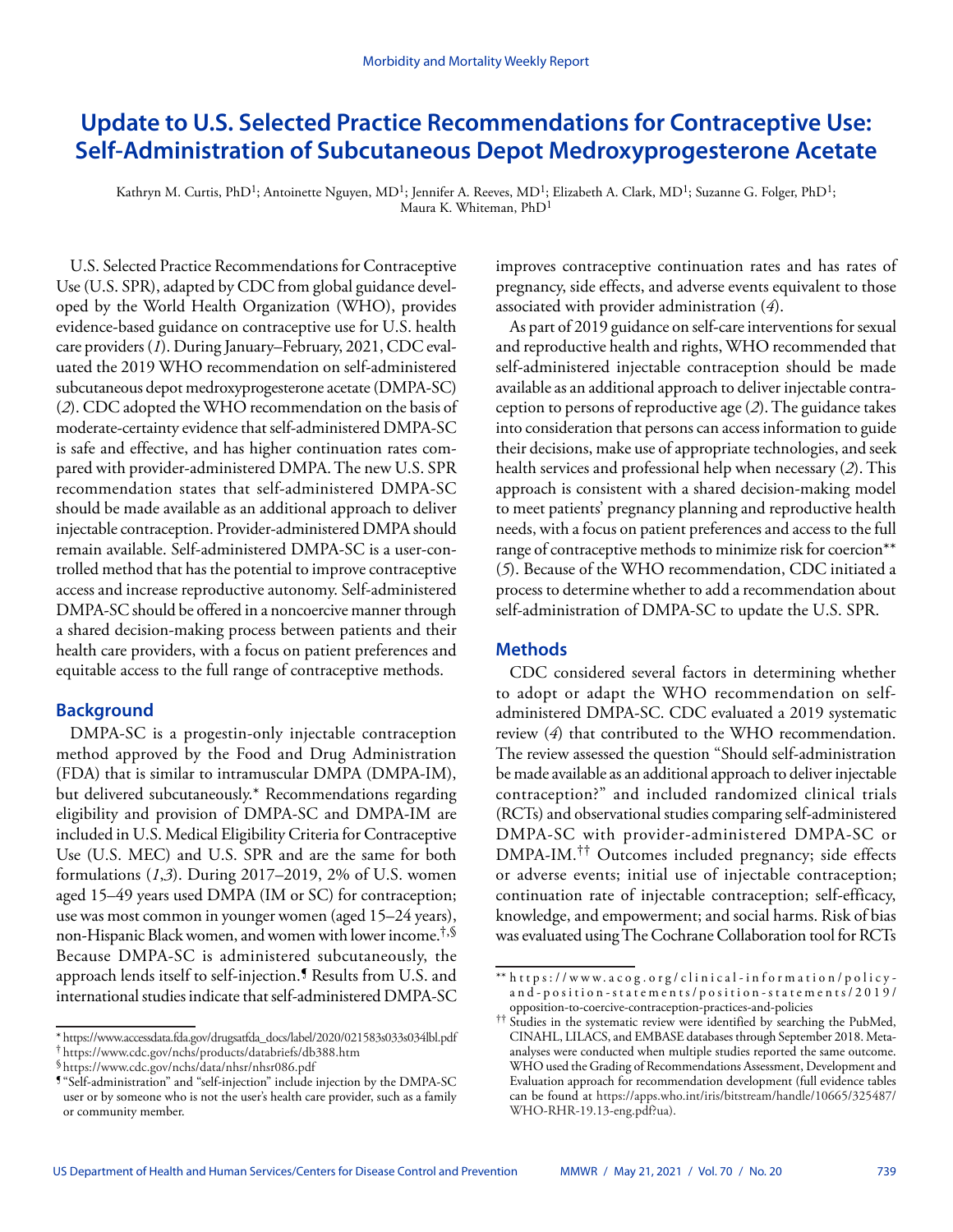# Update to U.S. Selected Practice Recommendations for Contraceptive Use: Self-Administration of Subcutaneous Depot Medroxyprogesterone Acetate

Kathryn M. Curtis, PhD[1]; Antoinette Nguyen, MD[1]; Jennifer A. Reeves, MD[1]; Elizabeth A. Clark, MD[1]; Suzanne G. Folger, PhD[1]; Maura K. Whiteman, PhD[1]

U.S. Selected Practice Recommendations for Contraceptive Use (U.S. SPR), adapted by CDC from global guidance developed by the World Health Organization (WHO), provides evidence-based guidance on contraceptive use for U.S. health care providers (*1*). During January–February, 2021, CDC evaluated the 2019 WHO recommendation on self-administered subcutaneous depot medroxyprogesterone acetate (DMPA-SC) (*2*). CDC adopted the WHO recommendation on the basis of moderate-certainty evidence that self-administered DMPA-SC is safe and effective, and has higher continuation rates compared with provider-administered DMPA. The new U.S. SPR recommendation states that self-administered DMPA-SC should be made available as an additional approach to deliver injectable contraception. Provider-administered DMPA should remain available. Self-administered DMPA-SC is a user-controlled method that has the potential to improve contraceptive access and increase reproductive autonomy. Self-administered DMPA-SC should be offered in a noncoercive manner through a shared decision-making process between patients and their health care providers, with a focus on patient preferences and equitable access to the full range of contraceptive methods.

## Background

DMPA-SC is a progestin-only injectable contraception method approved by the Food and Drug Administration (FDA) that is similar to intramuscular DMPA (DMPA-IM), but delivered subcutaneously.* Recommendations regarding eligibility and provision of DMPA-SC and DMPA-IM are included in U.S. Medical Eligibility Criteria for Contraceptive Use (U.S. MEC) and U.S. SPR and are the same for both formulations (*1*,*3*). During 2017–2019, 2% of U.S. women aged 15–49 years used DMPA (IM or SC) for contraception; use was most common in younger women (aged 15–24 years), non-Hispanic Black women, and women with lower income.[†,§] Because DMPA-SC is administered subcutaneously, the approach lends itself to self-injection.[¶] Results from U.S. and international studies indicate that self-administered DMPA-SC improves contraceptive continuation rates and has rates of pregnancy, side effects, and adverse events equivalent to those associated with provider administration (*4*).

As part of 2019 guidance on self-care interventions for sexual and reproductive health and rights, WHO recommended that self-administered injectable contraception should be made available as an additional approach to deliver injectable contraception to persons of reproductive age (*2*). The guidance takes into consideration that persons can access information to guide their decisions, make use of appropriate technologies, and seek health services and professional help when necessary (*2*). This approach is consistent with a shared decision-making model to meet patients' pregnancy planning and reproductive health needs, with a focus on patient preferences and access to the full range of contraceptive methods to minimize risk for coercion** (*5*). Because of the WHO recommendation, CDC initiated a process to determine whether to add a recommendation about self-administration of DMPA-SC to update the U.S. SPR.

## Methods

CDC considered several factors in determining whether to adopt or adapt the WHO recommendation on self-administered DMPA-SC. CDC evaluated a 2019 systematic review (*4*) that contributed to the WHO recommendation. The review assessed the question "Should self-administration be made available as an additional approach to deliver injectable contraception?" and included randomized clinical trials (RCTs) and observational studies comparing self-administered DMPA-SC with provider-administered DMPA-SC or DMPA-IM.[††] Outcomes included pregnancy; side effects or adverse events; initial use of injectable contraception; continuation rate of injectable contraception; self-efficacy, knowledge, and empowerment; and social harms. Risk of bias was evaluated using The Cochrane Collaboration tool for RCTs

---

\* https://www.accessdata.fda.gov/drugsatfda_docs/label/2020/021583s033s034lbl.pdf

† https://www.cdc.gov/nchs/products/databriefs/db388.htm

§ https://www.cdc.gov/nchs/data/nhsr/nhsr086.pdf

¶ "Self-administration" and "self-injection" include injection by the DMPA-SC user or by someone who is not the user's health care provider, such as a family or community member.

** https://www.acog.org/clinical-information/policy-and-position-statements/position-statements/2019/opposition-to-coercive-contraception-practices-and-policies

†† Studies in the systematic review were identified by searching the PubMed, CINAHL, LILACS, and EMBASE databases through September 2018. Meta-analyses were conducted when multiple studies reported the same outcome. WHO used the Grading of Recommendations Assessment, Development and Evaluation approach for recommendation development (full evidence tables can be found at https://apps.who.int/iris/bitstream/handle/10665/325487/WHO-RHR-19.13-eng.pdf?ua).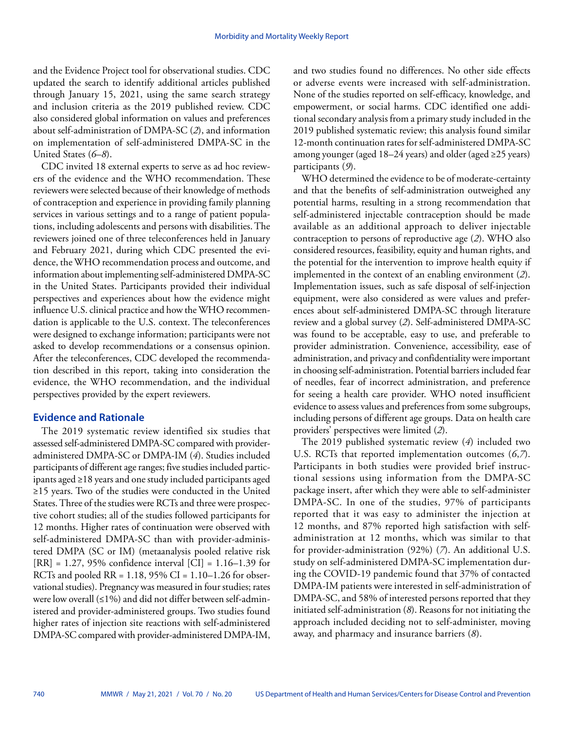and the Evidence Project tool for observational studies. CDC updated the search to identify additional articles published through January 15, 2021, using the same search strategy and inclusion criteria as the 2019 published review. CDC also considered global information on values and preferences about self-administration of DMPA-SC (*2*), and information on implementation of self-administered DMPA-SC in the United States (*6*–*8*).

CDC invited 18 external experts to serve as ad hoc reviewers of the evidence and the WHO recommendation. These reviewers were selected because of their knowledge of methods of contraception and experience in providing family planning services in various settings and to a range of patient populations, including adolescents and persons with disabilities. The reviewers joined one of three teleconferences held in January and February 2021, during which CDC presented the evidence, the WHO recommendation process and outcome, and information about implementing self-administered DMPA-SC in the United States. Participants provided their individual perspectives and experiences about how the evidence might influence U.S. clinical practice and how the WHO recommendation is applicable to the U.S. context. The teleconferences were designed to exchange information; participants were not asked to develop recommendations or a consensus opinion. After the teleconferences, CDC developed the recommendation described in this report, taking into consideration the evidence, the WHO recommendation, and the individual perspectives provided by the expert reviewers.

## Evidence and Rationale

The 2019 systematic review identified six studies that assessed self-administered DMPA-SC compared with provider-administered DMPA-SC or DMPA-IM (*4*). Studies included participants of different age ranges; five studies included participants aged ≥18 years and one study included participants aged ≥15 years. Two of the studies were conducted in the United States. Three of the studies were RCTs and three were prospective cohort studies; all of the studies followed participants for 12 months. Higher rates of continuation were observed with self-administered DMPA-SC than with provider-administered DMPA (SC or IM) (metaanalysis pooled relative risk [RR] = 1.27, 95% confidence interval [CI] = 1.16–1.39 for RCTs and pooled RR = 1.18, 95% CI = 1.10–1.26 for observational studies). Pregnancy was measured in four studies; rates were low overall (≤1%) and did not differ between self-administered and provider-administered groups. Two studies found higher rates of injection site reactions with self-administered DMPA-SC compared with provider-administered DMPA-IM, and two studies found no differences. No other side effects or adverse events were increased with self-administration. None of the studies reported on self-efficacy, knowledge, and empowerment, or social harms. CDC identified one additional secondary analysis from a primary study included in the 2019 published systematic review; this analysis found similar 12-month continuation rates for self-administered DMPA-SC among younger (aged 18–24 years) and older (aged ≥25 years) participants (*9*).

WHO determined the evidence to be of moderate-certainty and that the benefits of self-administration outweighed any potential harms, resulting in a strong recommendation that self-administered injectable contraception should be made available as an additional approach to deliver injectable contraception to persons of reproductive age (*2*). WHO also considered resources, feasibility, equity and human rights, and the potential for the intervention to improve health equity if implemented in the context of an enabling environment (*2*). Implementation issues, such as safe disposal of self-injection equipment, were also considered as were values and preferences about self-administered DMPA-SC through literature review and a global survey (*2*). Self-administered DMPA-SC was found to be acceptable, easy to use, and preferable to provider administration. Convenience, accessibility, ease of administration, and privacy and confidentiality were important in choosing self-administration. Potential barriers included fear of needles, fear of incorrect administration, and preference for seeing a health care provider. WHO noted insufficient evidence to assess values and preferences from some subgroups, including persons of different age groups. Data on health care providers' perspectives were limited (*2*).

The 2019 published systematic review (*4*) included two U.S. RCTs that reported implementation outcomes (*6*,*7*). Participants in both studies were provided brief instructional sessions using information from the DMPA-SC package insert, after which they were able to self-administer DMPA-SC. In one of the studies, 97% of participants reported that it was easy to administer the injection at 12 months, and 87% reported high satisfaction with self-administration at 12 months, which was similar to that for provider-administration (92%) (*7*). An additional U.S. study on self-administered DMPA-SC implementation during the COVID-19 pandemic found that 37% of contacted DMPA-IM patients were interested in self-administration of DMPA-SC, and 58% of interested persons reported that they initiated self-administration (*8*). Reasons for not initiating the approach included deciding not to self-administer, moving away, and pharmacy and insurance barriers (*8*).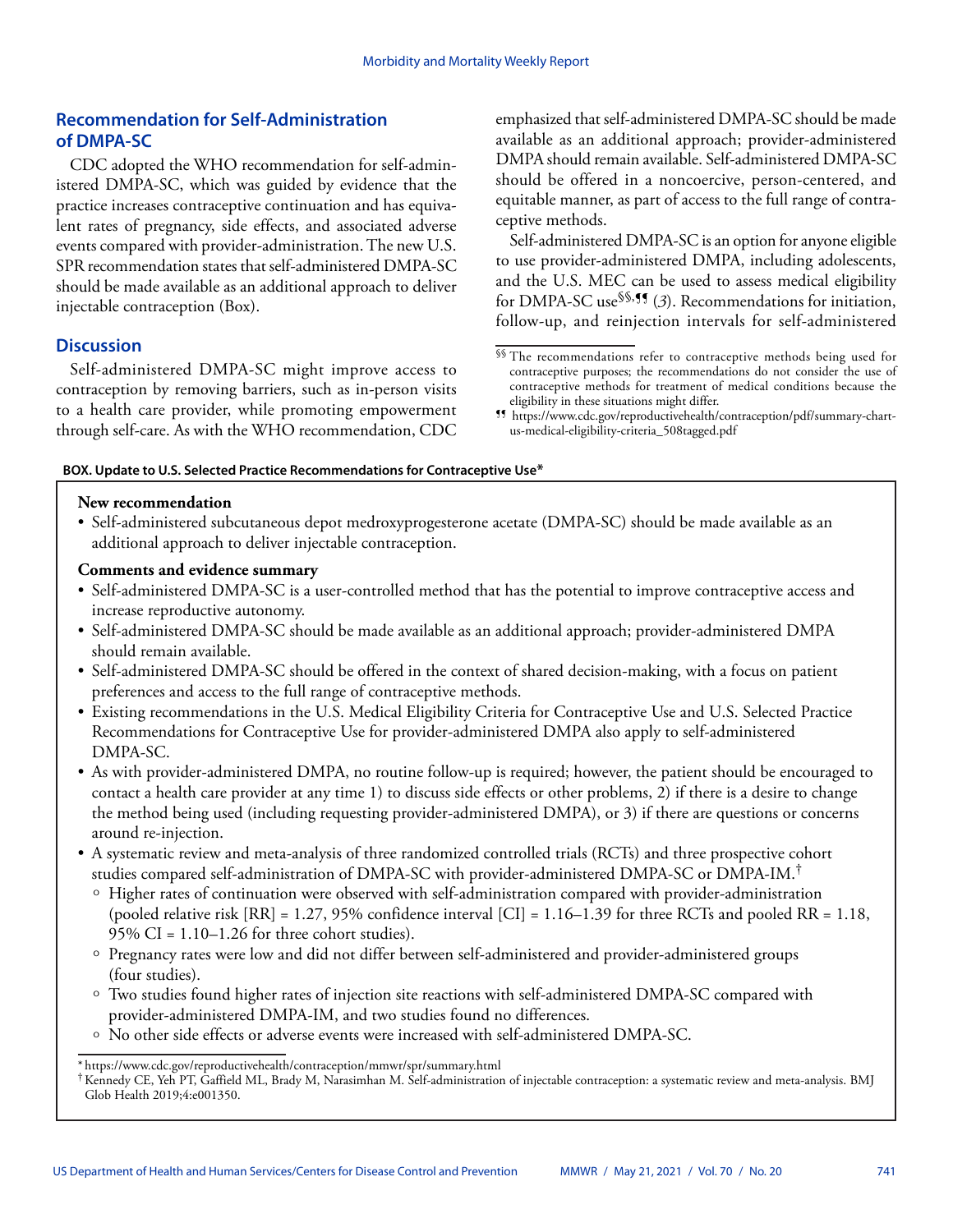## Recommendation for Self-Administration of DMPA-SC

CDC adopted the WHO recommendation for self-administered DMPA-SC, which was guided by evidence that the practice increases contraceptive continuation and has equivalent rates of pregnancy, side effects, and associated adverse events compared with provider-administration. The new U.S. SPR recommendation states that self-administered DMPA-SC should be made available as an additional approach to deliver injectable contraception (Box).

## Discussion

Self-administered DMPA-SC might improve access to contraception by removing barriers, such as in-person visits to a health care provider, while promoting empowerment through self-care. As with the WHO recommendation, CDC emphasized that self-administered DMPA-SC should be made available as an additional approach; provider-administered DMPA should remain available. Self-administered DMPA-SC should be offered in a noncoercive, person-centered, and equitable manner, as part of access to the full range of contraceptive methods.

Self-administered DMPA-SC is an option for anyone eligible to use provider-administered DMPA, including adolescents, and the U.S. MEC can be used to assess medical eligibility for DMPA-SC use[§§,¶¶] (*3*). Recommendations for initiation, follow-up, and reinjection intervals for self-administered

[§§] The recommendations refer to contraceptive methods being used for contraceptive purposes; the recommendations do not consider the use of contraceptive methods for treatment of medical conditions because the eligibility in these situations might differ.

[¶¶] https://www.cdc.gov/reproductivehealth/contraception/pdf/summary-chart-us-medical-eligibility-criteria_508tagged.pdf

**BOX. Update to U.S. Selected Practice Recommendations for Contraceptive Use***

**New recommendation**

- Self-administered subcutaneous depot medroxyprogesterone acetate (DMPA-SC) should be made available as an additional approach to deliver injectable contraception.

**Comments and evidence summary**

- Self-administered DMPA-SC is a user-controlled method that has the potential to improve contraceptive access and increase reproductive autonomy.
- Self-administered DMPA-SC should be made available as an additional approach; provider-administered DMPA should remain available.
- Self-administered DMPA-SC should be offered in the context of shared decision-making, with a focus on patient preferences and access to the full range of contraceptive methods.
- Existing recommendations in the U.S. Medical Eligibility Criteria for Contraceptive Use and U.S. Selected Practice Recommendations for Contraceptive Use for provider-administered DMPA also apply to self-administered DMPA-SC.
- As with provider-administered DMPA, no routine follow-up is required; however, the patient should be encouraged to contact a health care provider at any time 1) to discuss side effects or other problems, 2) if there is a desire to change the method being used (including requesting provider-administered DMPA), or 3) if there are questions or concerns around re-injection.
- A systematic review and meta-analysis of three randomized controlled trials (RCTs) and three prospective cohort studies compared self-administration of DMPA-SC with provider-administered DMPA-SC or DMPA-IM.[†]
  - Higher rates of continuation were observed with self-administration compared with provider-administration (pooled relative risk [RR] = 1.27, 95% confidence interval [CI] = 1.16–1.39 for three RCTs and pooled RR = 1.18, 95% CI = 1.10–1.26 for three cohort studies).
  - Pregnancy rates were low and did not differ between self-administered and provider-administered groups (four studies).
  - Two studies found higher rates of injection site reactions with self-administered DMPA-SC compared with provider-administered DMPA-IM, and two studies found no differences.
  - No other side effects or adverse events were increased with self-administered DMPA-SC.

\* https://www.cdc.gov/reproductivehealth/contraception/mmwr/spr/summary.html

[†] Kennedy CE, Yeh PT, Gaffield ML, Brady M, Narasimhan M. Self-administration of injectable contraception: a systematic review and meta-analysis. BMJ Glob Health 2019;4:e001350.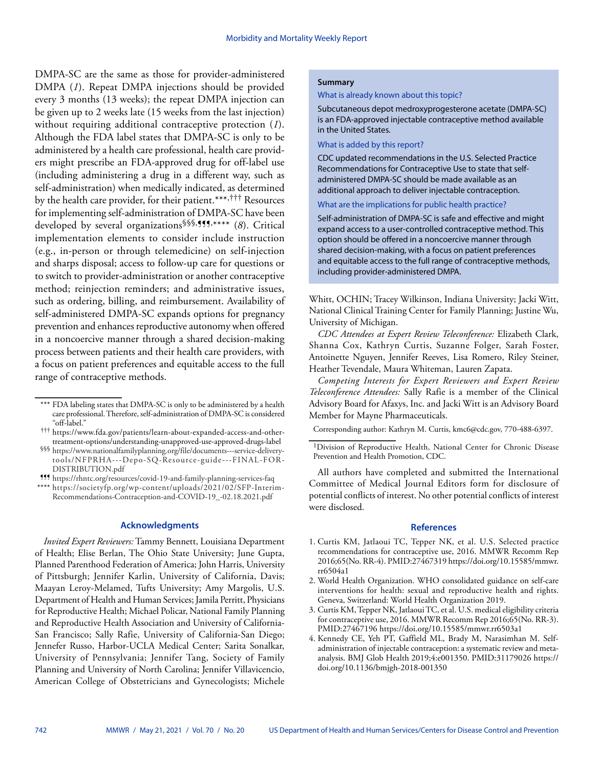DMPA-SC are the same as those for provider-administered DMPA (*1*). Repeat DMPA injections should be provided every 3 months (13 weeks); the repeat DMPA injection can be given up to 2 weeks late (15 weeks from the last injection) without requiring additional contraceptive protection (*1*). Although the FDA label states that DMPA-SC is only to be administered by a health care professional, health care providers might prescribe an FDA-approved drug for off-label use (including administering a drug in a different way, such as self-administration) when medically indicated, as determined by the health care provider, for their patient.[***,†††] Resources for implementing self-administration of DMPA-SC have been developed by several organizations[§§§,¶¶¶,****] (*8*). Critical implementation elements to consider include instruction (e.g., in-person or through telemedicine) on self-injection and sharps disposal; access to follow-up care for questions or to switch to provider-administration or another contraceptive method; reinjection reminders; and administrative issues, such as ordering, billing, and reimbursement. Availability of self-administered DMPA-SC expands options for pregnancy prevention and enhances reproductive autonomy when offered in a noncoercive manner through a shared decision-making process between patients and their health care providers, with a focus on patient preferences and equitable access to the full range of contraceptive methods.

*** FDA labeling states that DMPA-SC is only to be administered by a health care professional. Therefore, self-administration of DMPA-SC is considered "off-label."

††† https://www.fda.gov/patients/learn-about-expanded-access-and-other-treatment-options/understanding-unapproved-use-approved-drugs-label

§§§ https://www.nationalfamilyplanning.org/file/documents---service-delivery-tools/NFPRHA---Depo-SQ-Resource-guide---FINAL-FOR-DISTRIBUTION.pdf

¶¶¶ https://rhntc.org/resources/covid-19-and-family-planning-services-faq

**** https://societyfp.org/wp-content/uploads/2021/02/SFP-Interim-Recommendations-Contraception-and-COVID-19_-02.18.2021.pdf

## Acknowledgments

*Invited Expert Reviewers:* Tammy Bennett, Louisiana Department of Health; Elise Berlan, The Ohio State University; June Gupta, Planned Parenthood Federation of America; John Harris, University of Pittsburgh; Jennifer Karlin, University of California, Davis; Maayan Leroy-Melamed, Tufts University; Amy Margolis, U.S. Department of Health and Human Services; Jamila Perritt, Physicians for Reproductive Health; Michael Policar, National Family Planning and Reproductive Health Association and University of California-San Francisco; Sally Rafie, University of California-San Diego; Jennefer Russo, Harbor-UCLA Medical Center; Sarita Sonalkar, University of Pennsylvania; Jennifer Tang, Society of Family Planning and University of North Carolina; Jennifer Villavicencio, American College of Obstetricians and Gynecologists; Michele Whitt, OCHIN; Tracey Wilkinson, Indiana University; Jacki Witt, National Clinical Training Center for Family Planning; Justine Wu, University of Michigan.

*CDC Attendees at Expert Review Teleconference:* Elizabeth Clark, Shanna Cox, Kathryn Curtis, Suzanne Folger, Sarah Foster, Antoinette Nguyen, Jennifer Reeves, Lisa Romero, Riley Steiner, Heather Tevendale, Maura Whiteman, Lauren Zapata.

*Competing Interests for Expert Reviewers and Expert Review Teleconference Attendees:* Sally Rafie is a member of the Clinical Advisory Board for Afaxys, Inc. and Jacki Witt is an Advisory Board Member for Mayne Pharmaceuticals.

Corresponding author: Kathryn M. Curtis, kmc6@cdc.gov, 770-488-6397.

[1]Division of Reproductive Health, National Center for Chronic Disease Prevention and Health Promotion, CDC.

All authors have completed and submitted the International Committee of Medical Journal Editors form for disclosure of potential conflicts of interest. No other potential conflicts of interest were disclosed.

**Summary**

What is already known about this topic?

Subcutaneous depot medroxyprogesterone acetate (DMPA-SC) is an FDA-approved injectable contraceptive method available in the United States.

What is added by this report?

CDC updated recommendations in the U.S. Selected Practice Recommendations for Contraceptive Use to state that self-administered DMPA-SC should be made available as an additional approach to deliver injectable contraception.

What are the implications for public health practice?

Self-administration of DMPA-SC is safe and effective and might expand access to a user-controlled contraceptive method. This option should be offered in a noncoercive manner through shared decision-making, with a focus on patient preferences and equitable access to the full range of contraceptive methods, including provider-administered DMPA.

## References

1. Curtis KM, Jatlaoui TC, Tepper NK, et al. U.S. Selected practice recommendations for contraceptive use, 2016. MMWR Recomm Rep 2016;65(No. RR-4). PMID:27467319 https://doi.org/10.15585/mmwr.rr6504a1
2. World Health Organization. WHO consolidated guidance on self-care interventions for health: sexual and reproductive health and rights. Geneva, Switzerland: World Health Organization 2019.
3. Curtis KM, Tepper NK, Jatlaoui TC, et al. U.S. medical eligibility criteria for contraceptive use, 2016. MMWR Recomm Rep 2016;65(No. RR-3). PMID:27467196 https://doi.org/10.15585/mmwr.rr6503a1
4. Kennedy CE, Yeh PT, Gaffield ML, Brady M, Narasimhan M. Self-administration of injectable contraception: a systematic review and meta-analysis. BMJ Glob Health 2019;4:e001350. PMID:31179026 https://doi.org/10.1136/bmjgh-2018-001350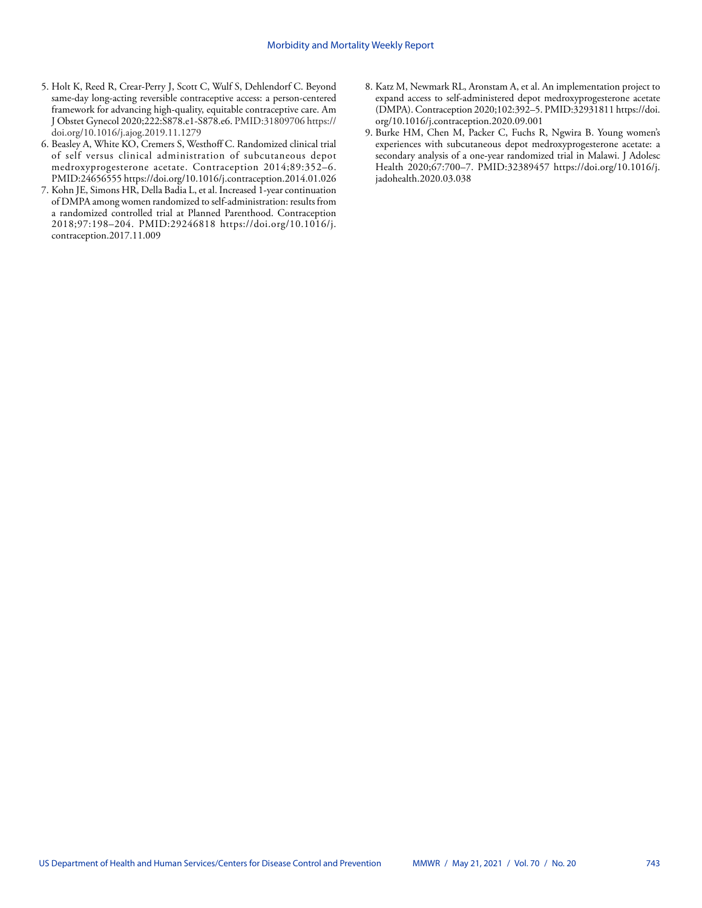5. Holt K, Reed R, Crear-Perry J, Scott C, Wulf S, Dehlendorf C. Beyond same-day long-acting reversible contraceptive access: a person-centered framework for advancing high-quality, equitable contraceptive care. Am J Obstet Gynecol 2020;222:S878.e1-S878.e6. PMID:31809706 https://doi.org/10.1016/j.ajog.2019.11.1279
6. Beasley A, White KO, Cremers S, Westhoff C. Randomized clinical trial of self versus clinical administration of subcutaneous depot medroxyprogesterone acetate. Contraception 2014;89:352–6. PMID:24656555 https://doi.org/10.1016/j.contraception.2014.01.026
7. Kohn JE, Simons HR, Della Badia L, et al. Increased 1-year continuation of DMPA among women randomized to self-administration: results from a randomized controlled trial at Planned Parenthood. Contraception 2018;97:198–204. PMID:29246818 https://doi.org/10.1016/j.contraception.2017.11.009
8. Katz M, Newmark RL, Aronstam A, et al. An implementation project to expand access to self-administered depot medroxyprogesterone acetate (DMPA). Contraception 2020;102:392–5. PMID:32931811 https://doi.org/10.1016/j.contraception.2020.09.001
9. Burke HM, Chen M, Packer C, Fuchs R, Ngwira B. Young women's experiences with subcutaneous depot medroxyprogesterone acetate: a secondary analysis of a one-year randomized trial in Malawi. J Adolesc Health 2020;67:700–7. PMID:32389457 https://doi.org/10.1016/j.jadohealth.2020.03.038